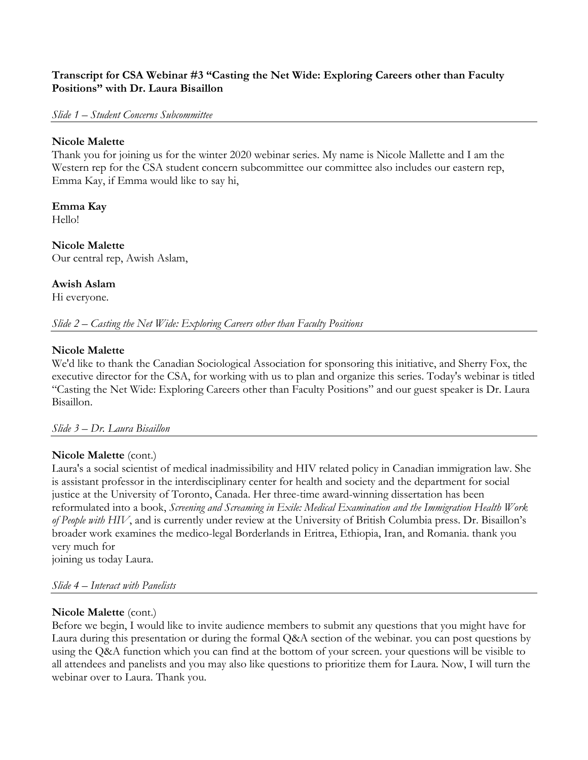**Transcript for CSA Webinar #3 "Casting the Net Wide: Exploring Careers other than Faculty Positions" with Dr. Laura Bisaillon**

*Slide 1 – Student Concerns Subcommittee*

---

**Nicole Malette**
Thank you for joining us for the winter 2020 webinar series. My name is Nicole Mallette and I am the Western rep for the CSA student concern subcommittee our committee also includes our eastern rep, Emma Kay, if Emma would like to say hi,

**Emma Kay**
Hello!

**Nicole Malette**
Our central rep, Awish Aslam,

**Awish Aslam**
Hi everyone.

*Slide 2 – Casting the Net Wide: Exploring Careers other than Faculty Positions*

---

**Nicole Malette**
We'd like to thank the Canadian Sociological Association for sponsoring this initiative, and Sherry Fox, the executive director for the CSA, for working with us to plan and organize this series. Today's webinar is titled "Casting the Net Wide: Exploring Careers other than Faculty Positions" and our guest speaker is Dr. Laura Bisaillon.

*Slide 3 – Dr. Laura Bisaillon*

---

**Nicole Malette** (cont.)
Laura's a social scientist of medical inadmissibility and HIV related policy in Canadian immigration law. She is assistant professor in the interdisciplinary center for health and society and the department for social justice at the University of Toronto, Canada. Her three-time award-winning dissertation has been reformulated into a book, *Screening and Screaming in Exile: Medical Examination and the Immigration Health Work of People with HIV*, and is currently under review at the University of British Columbia press. Dr. Bisaillon's broader work examines the medico-legal Borderlands in Eritrea, Ethiopia, Iran, and Romania. thank you very much for
joining us today Laura.

*Slide 4 – Interact with Panelists*

---

**Nicole Malette** (cont.)
Before we begin, I would like to invite audience members to submit any questions that you might have for Laura during this presentation or during the formal Q&A section of the webinar. you can post questions by using the Q&A function which you can find at the bottom of your screen. your questions will be visible to all attendees and panelists and you may also like questions to prioritize them for Laura. Now, I will turn the webinar over to Laura. Thank you.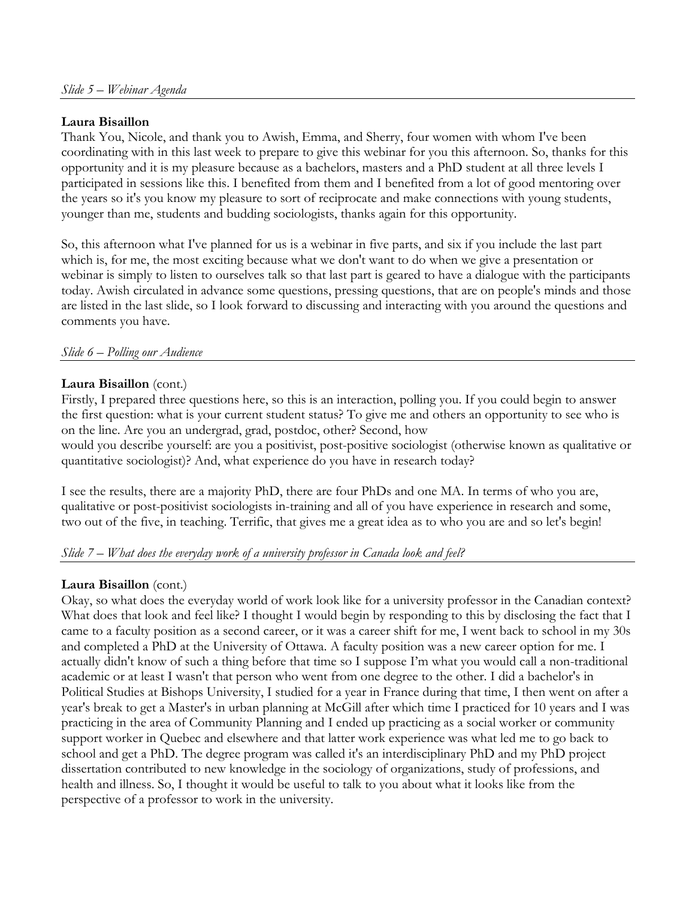*Slide 5 – Webinar Agenda*

**Laura Bisaillon**

Thank You, Nicole, and thank you to Awish, Emma, and Sherry, four women with whom I've been coordinating with in this last week to prepare to give this webinar for you this afternoon. So, thanks for this opportunity and it is my pleasure because as a bachelors, masters and a PhD student at all three levels I participated in sessions like this. I benefited from them and I benefited from a lot of good mentoring over the years so it's you know my pleasure to sort of reciprocate and make connections with young students, younger than me, students and budding sociologists, thanks again for this opportunity.

So, this afternoon what I've planned for us is a webinar in five parts, and six if you include the last part which is, for me, the most exciting because what we don't want to do when we give a presentation or webinar is simply to listen to ourselves talk so that last part is geared to have a dialogue with the participants today. Awish circulated in advance some questions, pressing questions, that are on people's minds and those are listed in the last slide, so I look forward to discussing and interacting with you around the questions and comments you have.

*Slide 6 – Polling our Audience*

**Laura Bisaillon** (cont.)

Firstly, I prepared three questions here, so this is an interaction, polling you. If you could begin to answer the first question: what is your current student status? To give me and others an opportunity to see who is on the line. Are you an undergrad, grad, postdoc, other? Second, how would you describe yourself: are you a positivist, post-positive sociologist (otherwise known as qualitative or quantitative sociologist)? And, what experience do you have in research today?

I see the results, there are a majority PhD, there are four PhDs and one MA. In terms of who you are, qualitative or post-positivist sociologists in-training and all of you have experience in research and some, two out of the five, in teaching. Terrific, that gives me a great idea as to who you are and so let's begin!

*Slide 7 – What does the everyday work of a university professor in Canada look and feel?*

**Laura Bisaillon** (cont.)

Okay, so what does the everyday world of work look like for a university professor in the Canadian context? What does that look and feel like? I thought I would begin by responding to this by disclosing the fact that I came to a faculty position as a second career, or it was a career shift for me, I went back to school in my 30s and completed a PhD at the University of Ottawa. A faculty position was a new career option for me. I actually didn't know of such a thing before that time so I suppose I'm what you would call a non-traditional academic or at least I wasn't that person who went from one degree to the other. I did a bachelor's in Political Studies at Bishops University, I studied for a year in France during that time, I then went on after a year's break to get a Master's in urban planning at McGill after which time I practiced for 10 years and I was practicing in the area of Community Planning and I ended up practicing as a social worker or community support worker in Quebec and elsewhere and that latter work experience was what led me to go back to school and get a PhD. The degree program was called it's an interdisciplinary PhD and my PhD project dissertation contributed to new knowledge in the sociology of organizations, study of professions, and health and illness. So, I thought it would be useful to talk to you about what it looks like from the perspective of a professor to work in the university.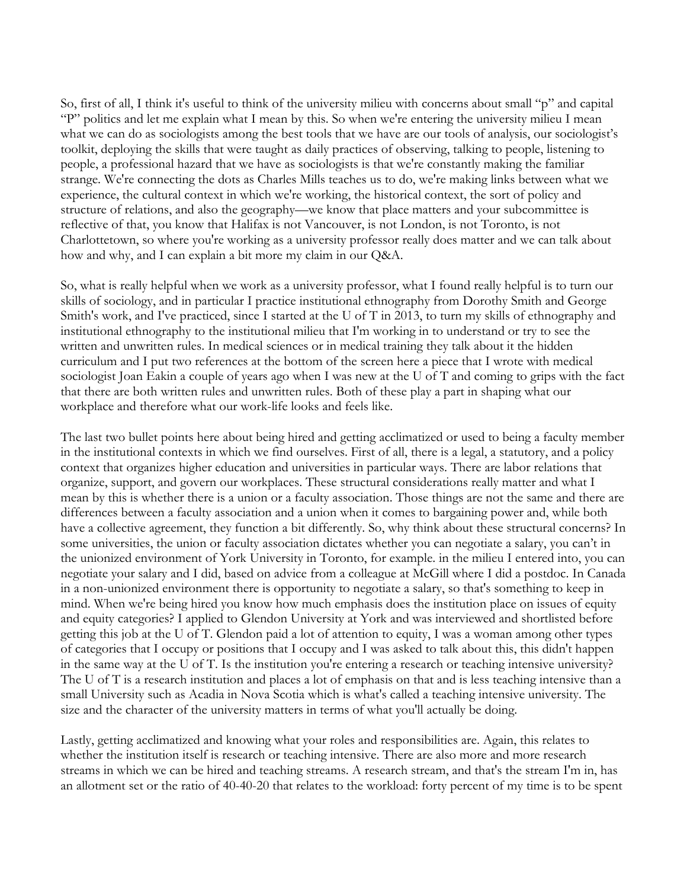So, first of all, I think it's useful to think of the university milieu with concerns about small "p" and capital "P" politics and let me explain what I mean by this. So when we're entering the university milieu I mean what we can do as sociologists among the best tools that we have are our tools of analysis, our sociologist's toolkit, deploying the skills that were taught as daily practices of observing, talking to people, listening to people, a professional hazard that we have as sociologists is that we're constantly making the familiar strange. We're connecting the dots as Charles Mills teaches us to do, we're making links between what we experience, the cultural context in which we're working, the historical context, the sort of policy and structure of relations, and also the geography—we know that place matters and your subcommittee is reflective of that, you know that Halifax is not Vancouver, is not London, is not Toronto, is not Charlottetown, so where you're working as a university professor really does matter and we can talk about how and why, and I can explain a bit more my claim in our Q&A.

So, what is really helpful when we work as a university professor, what I found really helpful is to turn our skills of sociology, and in particular I practice institutional ethnography from Dorothy Smith and George Smith's work, and I've practiced, since I started at the U of T in 2013, to turn my skills of ethnography and institutional ethnography to the institutional milieu that I'm working in to understand or try to see the written and unwritten rules. In medical sciences or in medical training they talk about it the hidden curriculum and I put two references at the bottom of the screen here a piece that I wrote with medical sociologist Joan Eakin a couple of years ago when I was new at the U of T and coming to grips with the fact that there are both written rules and unwritten rules. Both of these play a part in shaping what our workplace and therefore what our work-life looks and feels like.

The last two bullet points here about being hired and getting acclimatized or used to being a faculty member in the institutional contexts in which we find ourselves. First of all, there is a legal, a statutory, and a policy context that organizes higher education and universities in particular ways. There are labor relations that organize, support, and govern our workplaces. These structural considerations really matter and what I mean by this is whether there is a union or a faculty association. Those things are not the same and there are differences between a faculty association and a union when it comes to bargaining power and, while both have a collective agreement, they function a bit differently. So, why think about these structural concerns? In some universities, the union or faculty association dictates whether you can negotiate a salary, you can't in the unionized environment of York University in Toronto, for example. in the milieu I entered into, you can negotiate your salary and I did, based on advice from a colleague at McGill where I did a postdoc. In Canada in a non-unionized environment there is opportunity to negotiate a salary, so that's something to keep in mind. When we're being hired you know how much emphasis does the institution place on issues of equity and equity categories? I applied to Glendon University at York and was interviewed and shortlisted before getting this job at the U of T. Glendon paid a lot of attention to equity, I was a woman among other types of categories that I occupy or positions that I occupy and I was asked to talk about this, this didn't happen in the same way at the U of T. Is the institution you're entering a research or teaching intensive university? The U of T is a research institution and places a lot of emphasis on that and is less teaching intensive than a small University such as Acadia in Nova Scotia which is what's called a teaching intensive university. The size and the character of the university matters in terms of what you'll actually be doing.

Lastly, getting acclimatized and knowing what your roles and responsibilities are. Again, this relates to whether the institution itself is research or teaching intensive. There are also more and more research streams in which we can be hired and teaching streams. A research stream, and that's the stream I'm in, has an allotment set or the ratio of 40-40-20 that relates to the workload: forty percent of my time is to be spent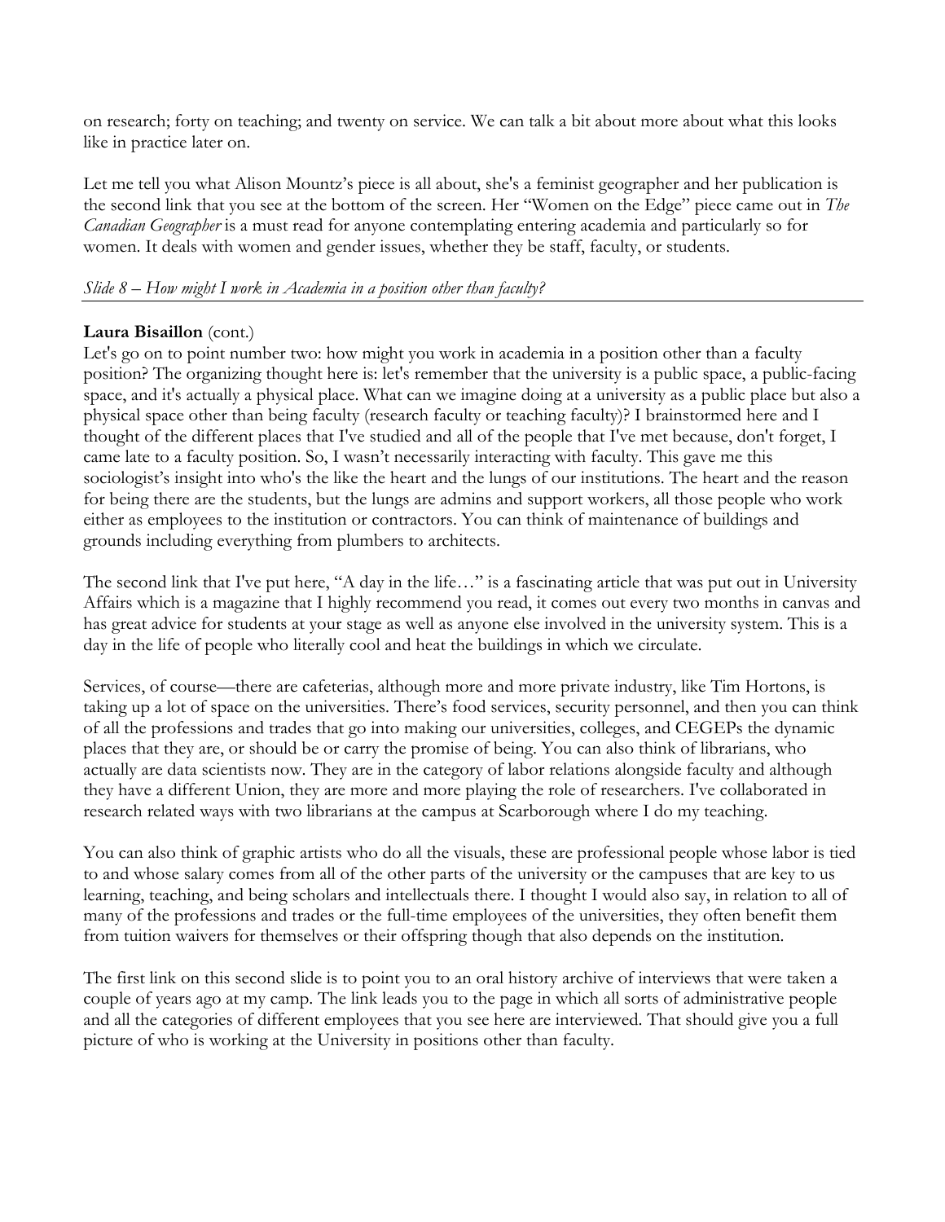on research; forty on teaching; and twenty on service. We can talk a bit about more about what this looks like in practice later on.

Let me tell you what Alison Mountz's piece is all about, she's a feminist geographer and her publication is the second link that you see at the bottom of the screen. Her "Women on the Edge" piece came out in *The Canadian Geographer* is a must read for anyone contemplating entering academia and particularly so for women. It deals with women and gender issues, whether they be staff, faculty, or students.

*Slide 8 – How might I work in Academia in a position other than faculty?*

---

**Laura Bisaillon** (cont.)
Let's go on to point number two: how might you work in academia in a position other than a faculty position? The organizing thought here is: let's remember that the university is a public space, a public-facing space, and it's actually a physical place. What can we imagine doing at a university as a public place but also a physical space other than being faculty (research faculty or teaching faculty)? I brainstormed here and I thought of the different places that I've studied and all of the people that I've met because, don't forget, I came late to a faculty position. So, I wasn't necessarily interacting with faculty. This gave me this sociologist's insight into who's the like the heart and the lungs of our institutions. The heart and the reason for being there are the students, but the lungs are admins and support workers, all those people who work either as employees to the institution or contractors. You can think of maintenance of buildings and grounds including everything from plumbers to architects.

The second link that I've put here, "A day in the life…" is a fascinating article that was put out in University Affairs which is a magazine that I highly recommend you read, it comes out every two months in canvas and has great advice for students at your stage as well as anyone else involved in the university system. This is a day in the life of people who literally cool and heat the buildings in which we circulate.

Services, of course—there are cafeterias, although more and more private industry, like Tim Hortons, is taking up a lot of space on the universities. There's food services, security personnel, and then you can think of all the professions and trades that go into making our universities, colleges, and CEGEPs the dynamic places that they are, or should be or carry the promise of being. You can also think of librarians, who actually are data scientists now. They are in the category of labor relations alongside faculty and although they have a different Union, they are more and more playing the role of researchers. I've collaborated in research related ways with two librarians at the campus at Scarborough where I do my teaching.

You can also think of graphic artists who do all the visuals, these are professional people whose labor is tied to and whose salary comes from all of the other parts of the university or the campuses that are key to us learning, teaching, and being scholars and intellectuals there. I thought I would also say, in relation to all of many of the professions and trades or the full-time employees of the universities, they often benefit them from tuition waivers for themselves or their offspring though that also depends on the institution.

The first link on this second slide is to point you to an oral history archive of interviews that were taken a couple of years ago at my camp. The link leads you to the page in which all sorts of administrative people and all the categories of different employees that you see here are interviewed. That should give you a full picture of who is working at the University in positions other than faculty.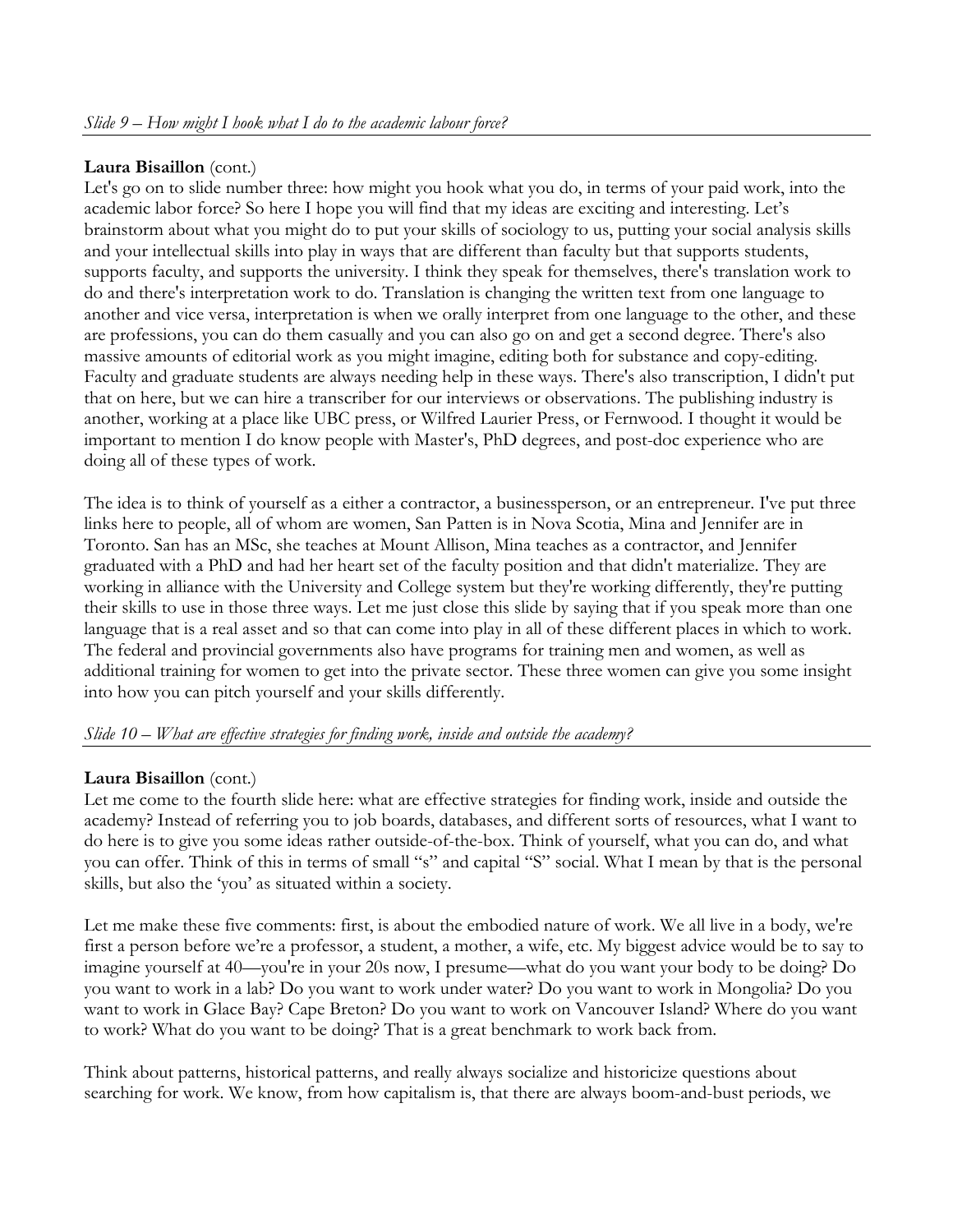*Slide 9 – How might I hook what I do to the academic labour force?*

**Laura Bisaillon** (cont.)
Let's go on to slide number three: how might you hook what you do, in terms of your paid work, into the academic labor force? So here I hope you will find that my ideas are exciting and interesting. Let's brainstorm about what you might do to put your skills of sociology to us, putting your social analysis skills and your intellectual skills into play in ways that are different than faculty but that supports students, supports faculty, and supports the university. I think they speak for themselves, there's translation work to do and there's interpretation work to do. Translation is changing the written text from one language to another and vice versa, interpretation is when we orally interpret from one language to the other, and these are professions, you can do them casually and you can also go on and get a second degree. There's also massive amounts of editorial work as you might imagine, editing both for substance and copy-editing. Faculty and graduate students are always needing help in these ways. There's also transcription, I didn't put that on here, but we can hire a transcriber for our interviews or observations. The publishing industry is another, working at a place like UBC press, or Wilfred Laurier Press, or Fernwood. I thought it would be important to mention I do know people with Master's, PhD degrees, and post-doc experience who are doing all of these types of work.

The idea is to think of yourself as a either a contractor, a businessperson, or an entrepreneur. I've put three links here to people, all of whom are women, San Patten is in Nova Scotia, Mina and Jennifer are in Toronto. San has an MSc, she teaches at Mount Allison, Mina teaches as a contractor, and Jennifer graduated with a PhD and had her heart set of the faculty position and that didn't materialize. They are working in alliance with the University and College system but they're working differently, they're putting their skills to use in those three ways. Let me just close this slide by saying that if you speak more than one language that is a real asset and so that can come into play in all of these different places in which to work. The federal and provincial governments also have programs for training men and women, as well as additional training for women to get into the private sector. These three women can give you some insight into how you can pitch yourself and your skills differently.

*Slide 10 – What are effective strategies for finding work, inside and outside the academy?*

**Laura Bisaillon** (cont.)
Let me come to the fourth slide here: what are effective strategies for finding work, inside and outside the academy? Instead of referring you to job boards, databases, and different sorts of resources, what I want to do here is to give you some ideas rather outside-of-the-box. Think of yourself, what you can do, and what you can offer. Think of this in terms of small "s" and capital "S" social. What I mean by that is the personal skills, but also the 'you' as situated within a society.

Let me make these five comments: first, is about the embodied nature of work. We all live in a body, we're first a person before we're a professor, a student, a mother, a wife, etc. My biggest advice would be to say to imagine yourself at 40—you're in your 20s now, I presume—what do you want your body to be doing? Do you want to work in a lab? Do you want to work under water? Do you want to work in Mongolia? Do you want to work in Glace Bay? Cape Breton? Do you want to work on Vancouver Island? Where do you want to work? What do you want to be doing? That is a great benchmark to work back from.

Think about patterns, historical patterns, and really always socialize and historicize questions about searching for work. We know, from how capitalism is, that there are always boom-and-bust periods, we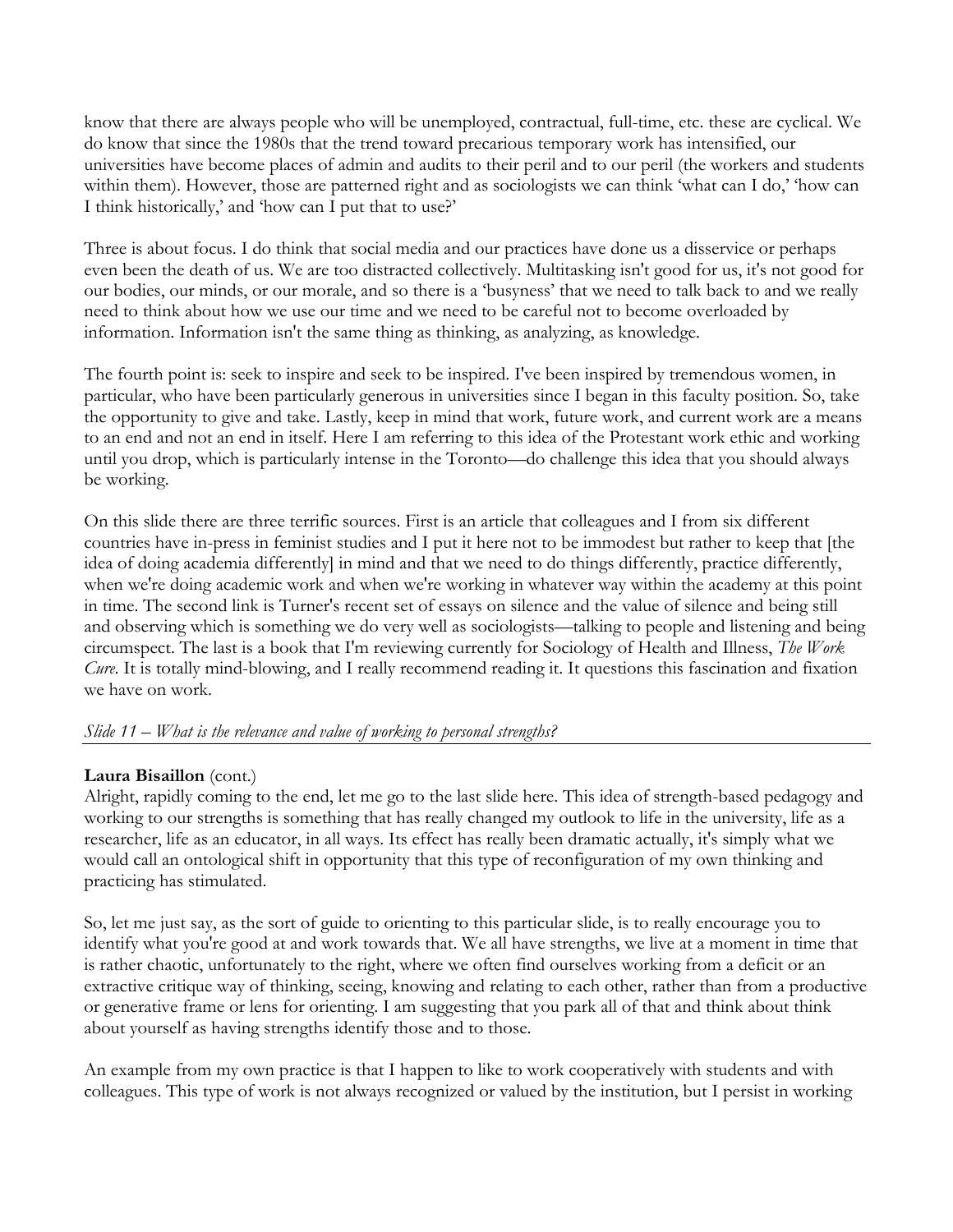know that there are always people who will be unemployed, contractual, full-time, etc. these are cyclical. We do know that since the 1980s that the trend toward precarious temporary work has intensified, our universities have become places of admin and audits to their peril and to our peril (the workers and students within them). However, those are patterned right and as sociologists we can think 'what can I do,' 'how can I think historically,' and 'how can I put that to use?'

Three is about focus. I do think that social media and our practices have done us a disservice or perhaps even been the death of us. We are too distracted collectively. Multitasking isn't good for us, it's not good for our bodies, our minds, or our morale, and so there is a 'busyness' that we need to talk back to and we really need to think about how we use our time and we need to be careful not to become overloaded by information. Information isn't the same thing as thinking, as analyzing, as knowledge.

The fourth point is: seek to inspire and seek to be inspired. I've been inspired by tremendous women, in particular, who have been particularly generous in universities since I began in this faculty position. So, take the opportunity to give and take. Lastly, keep in mind that work, future work, and current work are a means to an end and not an end in itself. Here I am referring to this idea of the Protestant work ethic and working until you drop, which is particularly intense in the Toronto—do challenge this idea that you should always be working.

On this slide there are three terrific sources. First is an article that colleagues and I from six different countries have in-press in feminist studies and I put it here not to be immodest but rather to keep that [the idea of doing academia differently] in mind and that we need to do things differently, practice differently, when we're doing academic work and when we're working in whatever way within the academy at this point in time. The second link is Turner's recent set of essays on silence and the value of silence and being still and observing which is something we do very well as sociologists—talking to people and listening and being circumspect. The last is a book that I'm reviewing currently for Sociology of Health and Illness, *The Work Cure*. It is totally mind-blowing, and I really recommend reading it. It questions this fascination and fixation we have on work.

*Slide 11 – What is the relevance and value of working to personal strengths?*

**Laura Bisaillon** (cont.)
Alright, rapidly coming to the end, let me go to the last slide here. This idea of strength-based pedagogy and working to our strengths is something that has really changed my outlook to life in the university, life as a researcher, life as an educator, in all ways. Its effect has really been dramatic actually, it's simply what we would call an ontological shift in opportunity that this type of reconfiguration of my own thinking and practicing has stimulated.

So, let me just say, as the sort of guide to orienting to this particular slide, is to really encourage you to identify what you're good at and work towards that. We all have strengths, we live at a moment in time that is rather chaotic, unfortunately to the right, where we often find ourselves working from a deficit or an extractive critique way of thinking, seeing, knowing and relating to each other, rather than from a productive or generative frame or lens for orienting. I am suggesting that you park all of that and think about think about yourself as having strengths identify those and to those.

An example from my own practice is that I happen to like to work cooperatively with students and with colleagues. This type of work is not always recognized or valued by the institution, but I persist in working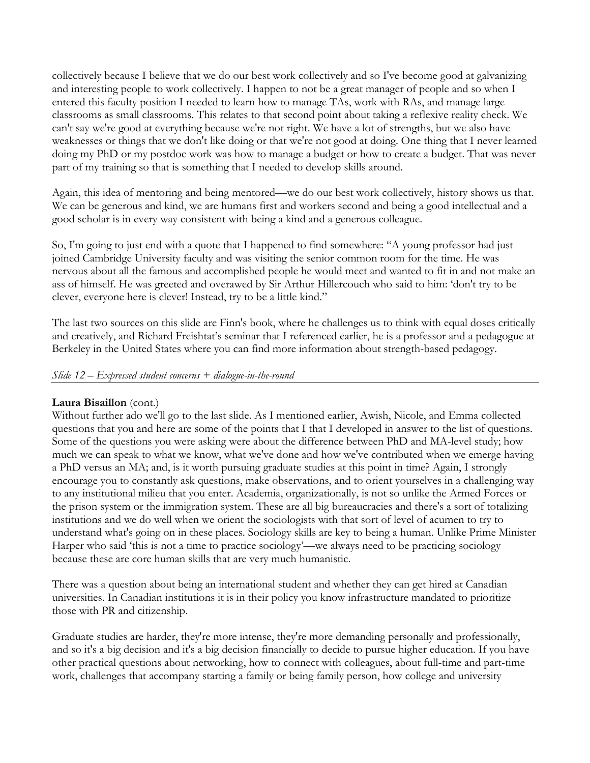collectively because I believe that we do our best work collectively and so I've become good at galvanizing and interesting people to work collectively. I happen to not be a great manager of people and so when I entered this faculty position I needed to learn how to manage TAs, work with RAs, and manage large classrooms as small classrooms. This relates to that second point about taking a reflexive reality check. We can't say we're good at everything because we're not right. We have a lot of strengths, but we also have weaknesses or things that we don't like doing or that we're not good at doing. One thing that I never learned doing my PhD or my postdoc work was how to manage a budget or how to create a budget. That was never part of my training so that is something that I needed to develop skills around.

Again, this idea of mentoring and being mentored—we do our best work collectively, history shows us that. We can be generous and kind, we are humans first and workers second and being a good intellectual and a good scholar is in every way consistent with being a kind and a generous colleague.

So, I'm going to just end with a quote that I happened to find somewhere: "A young professor had just joined Cambridge University faculty and was visiting the senior common room for the time. He was nervous about all the famous and accomplished people he would meet and wanted to fit in and not make an ass of himself. He was greeted and overawed by Sir Arthur Hillercouch who said to him: 'don't try to be clever, everyone here is clever! Instead, try to be a little kind."

The last two sources on this slide are Finn's book, where he challenges us to think with equal doses critically and creatively, and Richard Freishtat's seminar that I referenced earlier, he is a professor and a pedagogue at Berkeley in the United States where you can find more information about strength-based pedagogy.

*Slide 12 – Expressed student concerns + dialogue-in-the-round*

**Laura Bisaillon** (cont.)
Without further ado we'll go to the last slide. As I mentioned earlier, Awish, Nicole, and Emma collected questions that you and here are some of the points that I that I developed in answer to the list of questions. Some of the questions you were asking were about the difference between PhD and MA-level study; how much we can speak to what we know, what we've done and how we've contributed when we emerge having a PhD versus an MA; and, is it worth pursuing graduate studies at this point in time? Again, I strongly encourage you to constantly ask questions, make observations, and to orient yourselves in a challenging way to any institutional milieu that you enter. Academia, organizationally, is not so unlike the Armed Forces or the prison system or the immigration system. These are all big bureaucracies and there's a sort of totalizing institutions and we do well when we orient the sociologists with that sort of level of acumen to try to understand what's going on in these places. Sociology skills are key to being a human. Unlike Prime Minister Harper who said 'this is not a time to practice sociology'—we always need to be practicing sociology because these are core human skills that are very much humanistic.

There was a question about being an international student and whether they can get hired at Canadian universities. In Canadian institutions it is in their policy you know infrastructure mandated to prioritize those with PR and citizenship.

Graduate studies are harder, they're more intense, they're more demanding personally and professionally, and so it's a big decision and it's a big decision financially to decide to pursue higher education. If you have other practical questions about networking, how to connect with colleagues, about full-time and part-time work, challenges that accompany starting a family or being family person, how college and university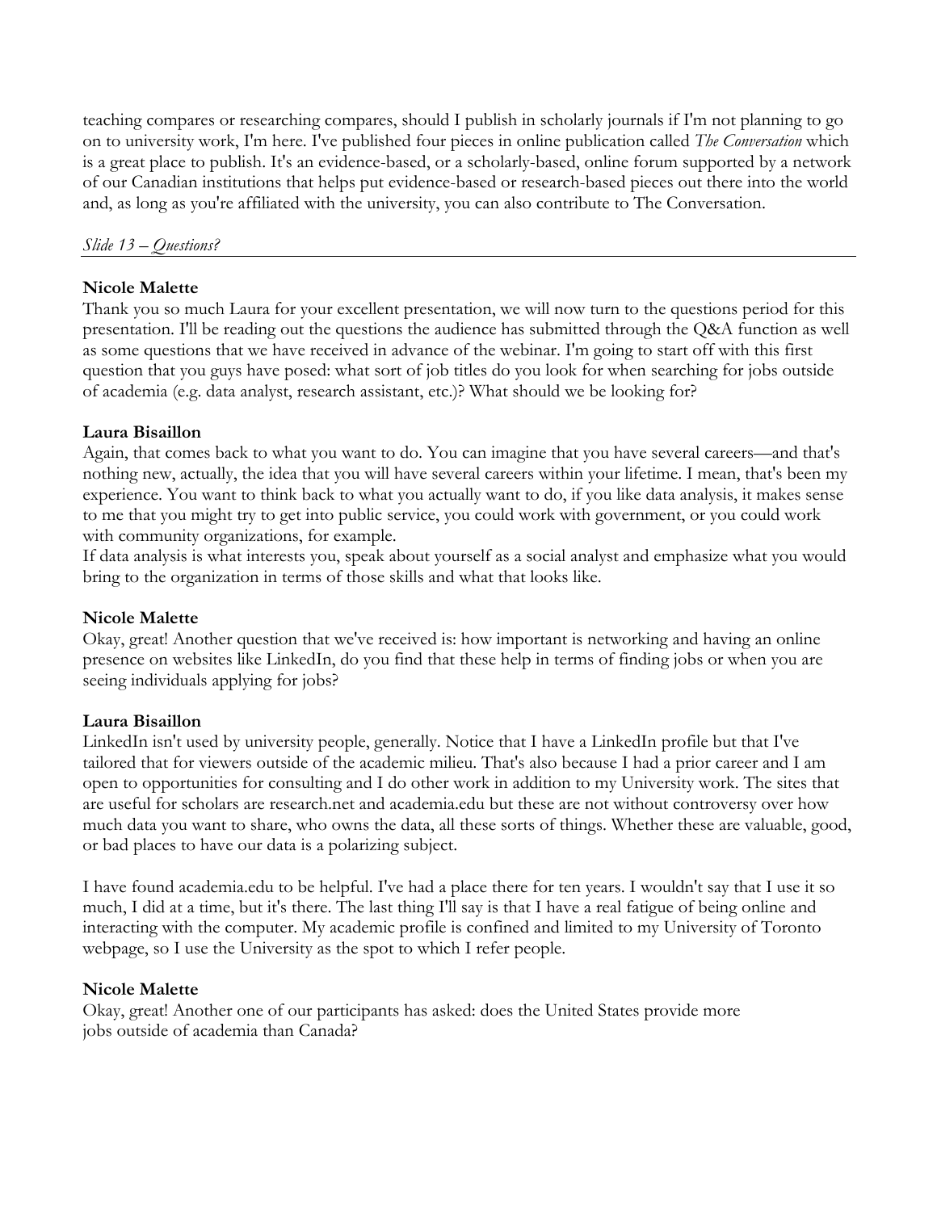teaching compares or researching compares, should I publish in scholarly journals if I'm not planning to go on to university work, I'm here. I've published four pieces in online publication called *The Conversation* which is a great place to publish. It's an evidence-based, or a scholarly-based, online forum supported by a network of our Canadian institutions that helps put evidence-based or research-based pieces out there into the world and, as long as you're affiliated with the university, you can also contribute to The Conversation.

*Slide 13 – Questions?*

**Nicole Malette**
Thank you so much Laura for your excellent presentation, we will now turn to the questions period for this presentation. I'll be reading out the questions the audience has submitted through the Q&A function as well as some questions that we have received in advance of the webinar. I'm going to start off with this first question that you guys have posed: what sort of job titles do you look for when searching for jobs outside of academia (e.g. data analyst, research assistant, etc.)? What should we be looking for?

**Laura Bisaillon**
Again, that comes back to what you want to do. You can imagine that you have several careers—and that's nothing new, actually, the idea that you will have several careers within your lifetime. I mean, that's been my experience. You want to think back to what you actually want to do, if you like data analysis, it makes sense to me that you might try to get into public service, you could work with government, or you could work with community organizations, for example.
If data analysis is what interests you, speak about yourself as a social analyst and emphasize what you would bring to the organization in terms of those skills and what that looks like.

**Nicole Malette**
Okay, great! Another question that we've received is: how important is networking and having an online presence on websites like LinkedIn, do you find that these help in terms of finding jobs or when you are seeing individuals applying for jobs?

**Laura Bisaillon**
LinkedIn isn't used by university people, generally. Notice that I have a LinkedIn profile but that I've tailored that for viewers outside of the academic milieu. That's also because I had a prior career and I am open to opportunities for consulting and I do other work in addition to my University work. The sites that are useful for scholars are research.net and academia.edu but these are not without controversy over how much data you want to share, who owns the data, all these sorts of things. Whether these are valuable, good, or bad places to have our data is a polarizing subject.

I have found academia.edu to be helpful. I've had a place there for ten years. I wouldn't say that I use it so much, I did at a time, but it's there. The last thing I'll say is that I have a real fatigue of being online and interacting with the computer. My academic profile is confined and limited to my University of Toronto webpage, so I use the University as the spot to which I refer people.

**Nicole Malette**
Okay, great! Another one of our participants has asked: does the United States provide more jobs outside of academia than Canada?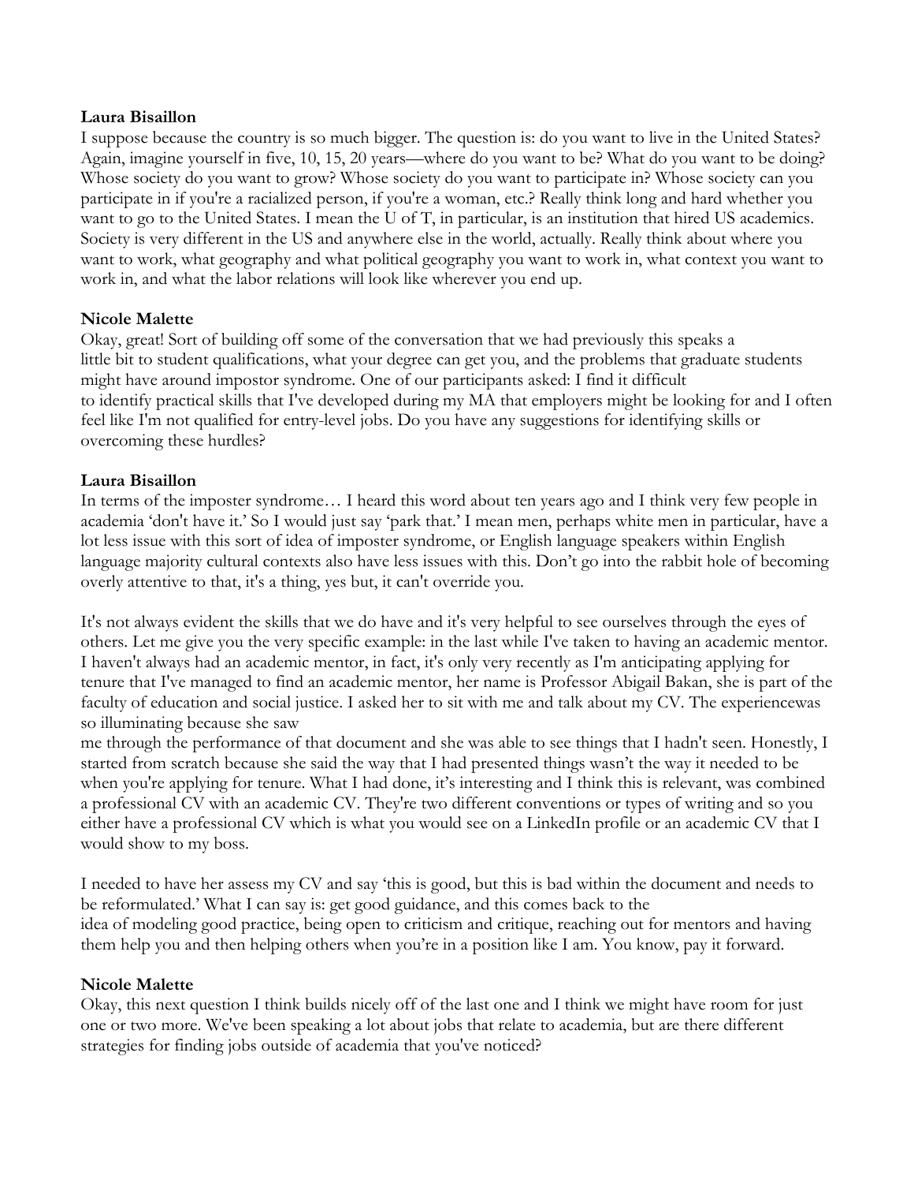**Laura Bisaillon**
I suppose because the country is so much bigger. The question is: do you want to live in the United States? Again, imagine yourself in five, 10, 15, 20 years—where do you want to be? What do you want to be doing? Whose society do you want to grow? Whose society do you want to participate in? Whose society can you participate in if you're a racialized person, if you're a woman, etc.? Really think long and hard whether you want to go to the United States. I mean the U of T, in particular, is an institution that hired US academics. Society is very different in the US and anywhere else in the world, actually. Really think about where you want to work, what geography and what political geography you want to work in, what context you want to work in, and what the labor relations will look like wherever you end up.

**Nicole Malette**
Okay, great! Sort of building off some of the conversation that we had previously this speaks a little bit to student qualifications, what your degree can get you, and the problems that graduate students might have around impostor syndrome. One of our participants asked: I find it difficult to identify practical skills that I've developed during my MA that employers might be looking for and I often feel like I'm not qualified for entry-level jobs. Do you have any suggestions for identifying skills or overcoming these hurdles?

**Laura Bisaillon**
In terms of the imposter syndrome… I heard this word about ten years ago and I think very few people in academia 'don't have it.' So I would just say 'park that.' I mean men, perhaps white men in particular, have a lot less issue with this sort of idea of imposter syndrome, or English language speakers within English language majority cultural contexts also have less issues with this. Don't go into the rabbit hole of becoming overly attentive to that, it's a thing, yes but, it can't override you.

It's not always evident the skills that we do have and it's very helpful to see ourselves through the eyes of others. Let me give you the very specific example: in the last while I've taken to having an academic mentor. I haven't always had an academic mentor, in fact, it's only very recently as I'm anticipating applying for tenure that I've managed to find an academic mentor, her name is Professor Abigail Bakan, she is part of the faculty of education and social justice. I asked her to sit with me and talk about my CV. The experiencewas so illuminating because she saw me through the performance of that document and she was able to see things that I hadn't seen. Honestly, I started from scratch because she said the way that I had presented things wasn't the way it needed to be when you're applying for tenure. What I had done, it's interesting and I think this is relevant, was combined a professional CV with an academic CV. They're two different conventions or types of writing and so you either have a professional CV which is what you would see on a LinkedIn profile or an academic CV that I would show to my boss.

I needed to have her assess my CV and say 'this is good, but this is bad within the document and needs to be reformulated.' What I can say is: get good guidance, and this comes back to the idea of modeling good practice, being open to criticism and critique, reaching out for mentors and having them help you and then helping others when you're in a position like I am. You know, pay it forward.

**Nicole Malette**
Okay, this next question I think builds nicely off of the last one and I think we might have room for just one or two more. We've been speaking a lot about jobs that relate to academia, but are there different strategies for finding jobs outside of academia that you've noticed?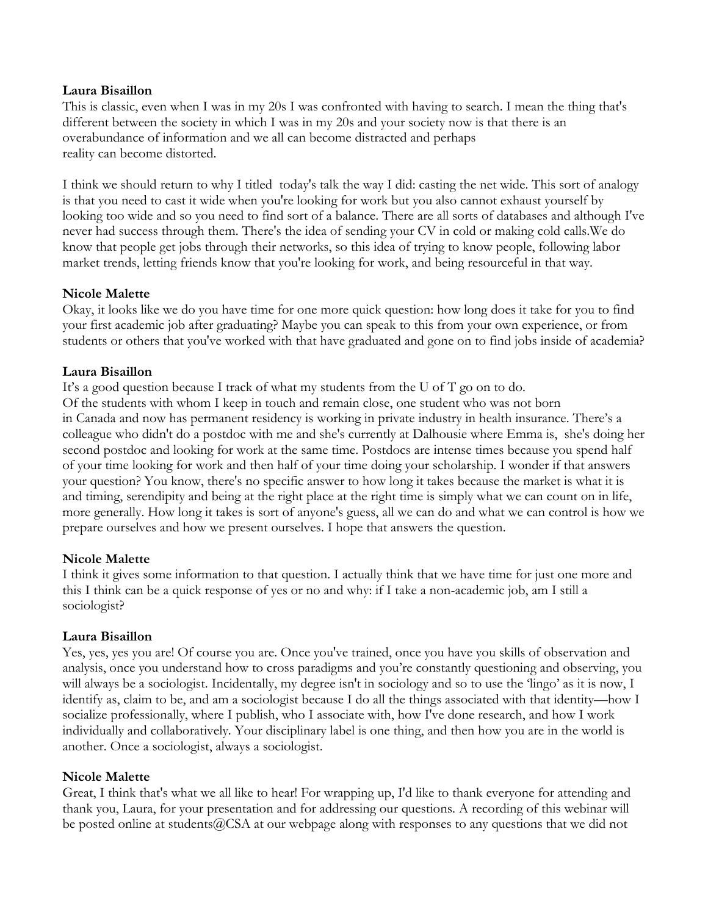**Laura Bisaillon**
This is classic, even when I was in my 20s I was confronted with having to search. I mean the thing that's different between the society in which I was in my 20s and your society now is that there is an overabundance of information and we all can become distracted and perhaps reality can become distorted.

I think we should return to why I titled today's talk the way I did: casting the net wide. This sort of analogy is that you need to cast it wide when you're looking for work but you also cannot exhaust yourself by looking too wide and so you need to find sort of a balance. There are all sorts of databases and although I've never had success through them. There's the idea of sending your CV in cold or making cold calls.We do know that people get jobs through their networks, so this idea of trying to know people, following labor market trends, letting friends know that you're looking for work, and being resourceful in that way.

**Nicole Malette**
Okay, it looks like we do you have time for one more quick question: how long does it take for you to find your first academic job after graduating? Maybe you can speak to this from your own experience, or from students or others that you've worked with that have graduated and gone on to find jobs inside of academia?

**Laura Bisaillon**
It's a good question because I track of what my students from the U of T go on to do. Of the students with whom I keep in touch and remain close, one student who was not born in Canada and now has permanent residency is working in private industry in health insurance. There's a colleague who didn't do a postdoc with me and she's currently at Dalhousie where Emma is, she's doing her second postdoc and looking for work at the same time. Postdocs are intense times because you spend half of your time looking for work and then half of your time doing your scholarship. I wonder if that answers your question? You know, there's no specific answer to how long it takes because the market is what it is and timing, serendipity and being at the right place at the right time is simply what we can count on in life, more generally. How long it takes is sort of anyone's guess, all we can do and what we can control is how we prepare ourselves and how we present ourselves. I hope that answers the question.

**Nicole Malette**
I think it gives some information to that question. I actually think that we have time for just one more and this I think can be a quick response of yes or no and why: if I take a non-academic job, am I still a sociologist?

**Laura Bisaillon**
Yes, yes, yes you are! Of course you are. Once you've trained, once you have you skills of observation and analysis, once you understand how to cross paradigms and you're constantly questioning and observing, you will always be a sociologist. Incidentally, my degree isn't in sociology and so to use the 'lingo' as it is now, I identify as, claim to be, and am a sociologist because I do all the things associated with that identity—how I socialize professionally, where I publish, who I associate with, how I've done research, and how I work individually and collaboratively. Your disciplinary label is one thing, and then how you are in the world is another. Once a sociologist, always a sociologist.

**Nicole Malette**
Great, I think that's what we all like to hear! For wrapping up, I'd like to thank everyone for attending and thank you, Laura, for your presentation and for addressing our questions. A recording of this webinar will be posted online at students@CSA at our webpage along with responses to any questions that we did not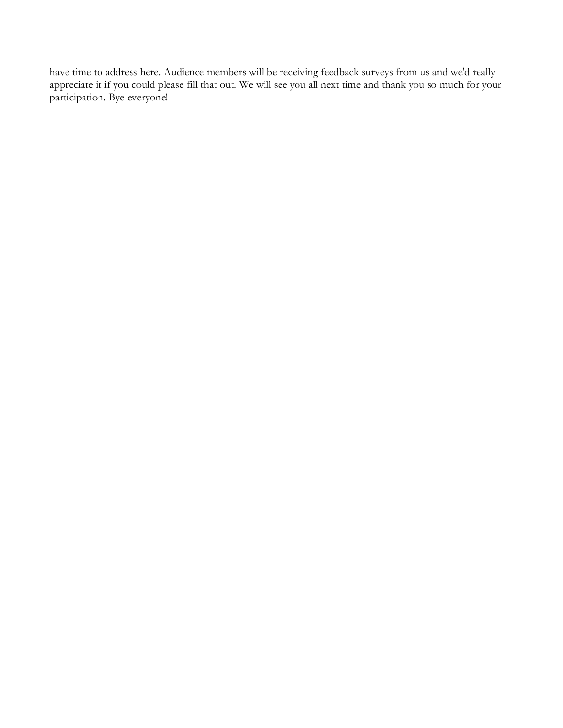have time to address here. Audience members will be receiving feedback surveys from us and we'd really appreciate it if you could please fill that out. We will see you all next time and thank you so much for your participation. Bye everyone!